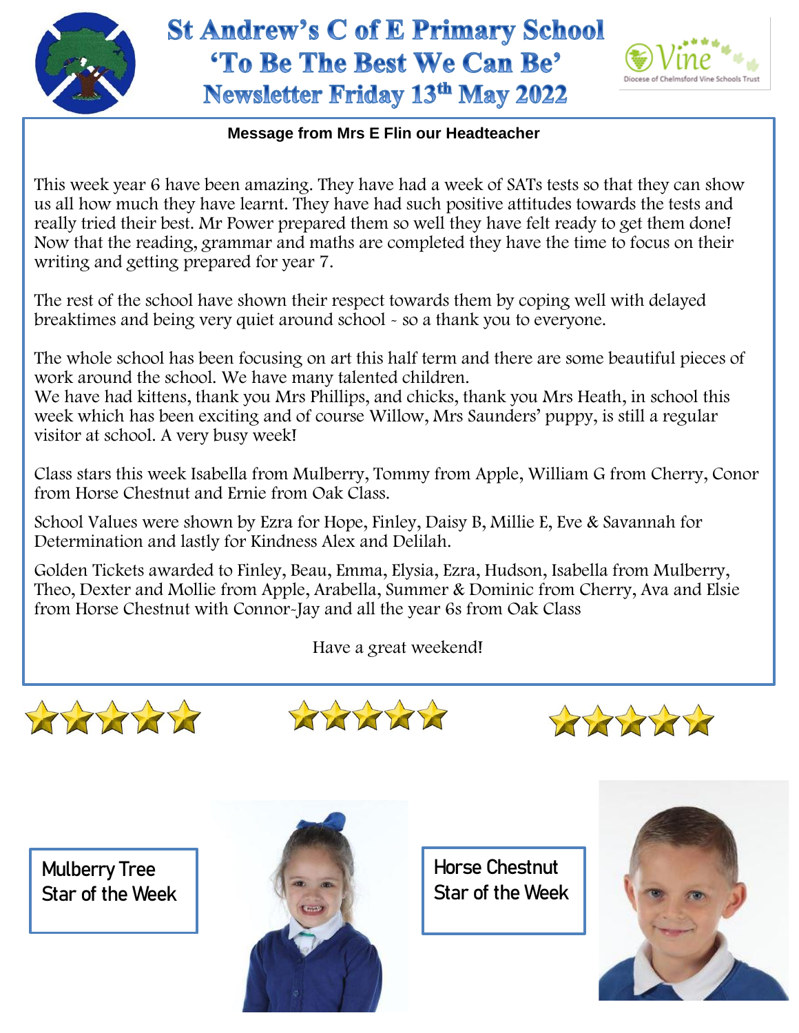# St Andrew's C of E Primary School
## 'To Be The Best We Can Be'
## Newsletter Friday 13th May 2022

**Message from Mrs E Flin our Headteacher**

This week year 6 have been amazing. They have had a week of SATs tests so that they can show us all how much they have learnt. They have had such positive attitudes towards the tests and really tried their best. Mr Power prepared them so well they have felt ready to get them done! Now that the reading, grammar and maths are completed they have the time to focus on their writing and getting prepared for year 7.

The rest of the school have shown their respect towards them by coping well with delayed breaktimes and being very quiet around school - so a thank you to everyone.

The whole school has been focusing on art this half term and there are some beautiful pieces of work around the school. We have many talented children.
We have had kittens, thank you Mrs Phillips, and chicks, thank you Mrs Heath, in school this week which has been exciting and of course Willow, Mrs Saunders' puppy, is still a regular visitor at school. A very busy week!

Class stars this week Isabella from Mulberry, Tommy from Apple, William G from Cherry, Conor from Horse Chestnut and Ernie from Oak Class.

School Values were shown by Ezra for Hope, Finley, Daisy B, Millie E, Eve & Savannah for Determination and lastly for Kindness Alex and Delilah.

Golden Tickets awarded to Finley, Beau, Emma, Elysia, Ezra, Hudson, Isabella from Mulberry, Theo, Dexter and Mollie from Apple, Arabella, Summer & Dominic from Cherry, Ava and Elsie from Horse Chestnut with Connor-Jay and all the year 6s from Oak Class

Have a great weekend!

Mulberry Tree Star of the Week

Horse Chestnut Star of the Week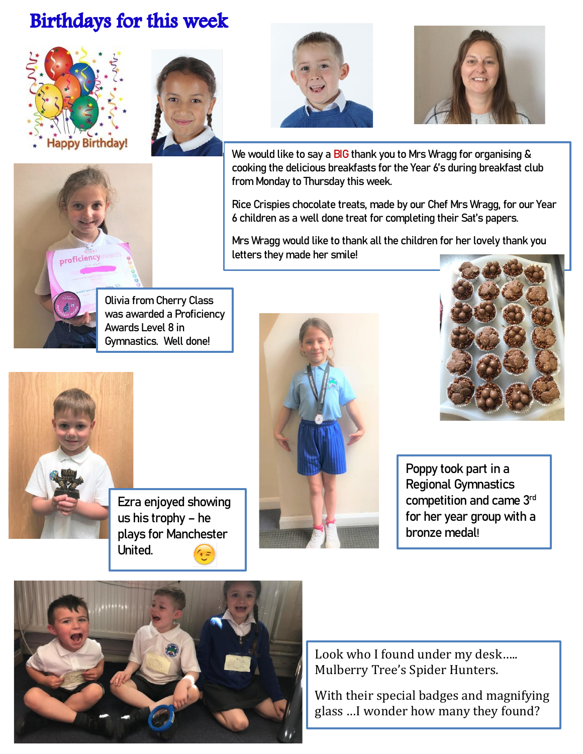# Birthdays for this week

Happy Birthday!

We would like to say a BIG thank you to Mrs Wragg for organising & cooking the delicious breakfasts for the Year 6's during breakfast club from Monday to Thursday this week.

Rice Crispies chocolate treats, made by our Chef Mrs Wragg, for our Year 6 children as a well done treat for completing their Sat's papers.

Mrs Wragg would like to thank all the children for her lovely thank you letters they made her smile!

Olivia from Cherry Class was awarded a Proficiency Awards Level 8 in Gymnastics. Well done!

Ezra enjoyed showing us his trophy – he plays for Manchester United. 😉

Poppy took part in a Regional Gymnastics competition and came 3rd for her year group with a bronze medal!

Look who I found under my desk….. Mulberry Tree's Spider Hunters.

With their special badges and magnifying glass …I wonder how many they found?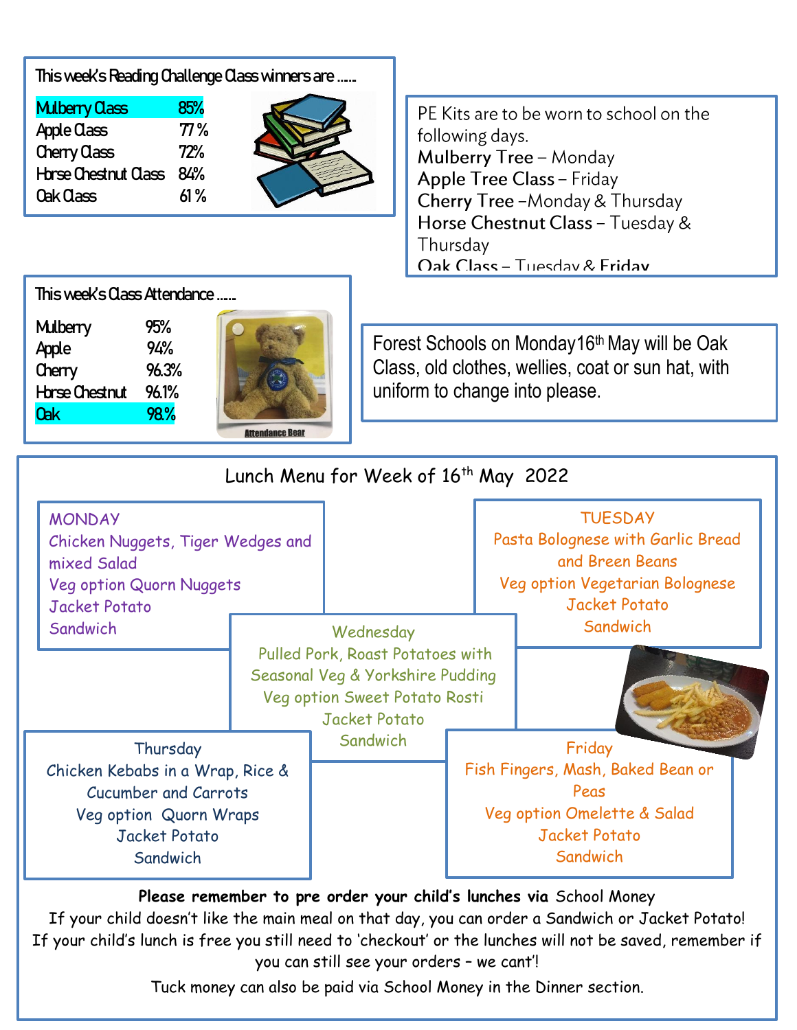This week's Reading Challenge Class winners are ……

| | |
|---|---|
| Mulberry Class | 85% |
| Apple Class | 77 % |
| Cherry Class | 72% |
| Horse Chestnut Class | 84% |
| Oak Class | 61 % |

PE Kits are to be worn to school on the following days.

Mulberry Tree – Monday
Apple Tree Class – Friday
Cherry Tree –Monday & Thursday
Horse Chestnut Class – Tuesday & Thursday
Oak Class – Tuesday & Friday

This week's Class Attendance ……

| | |
|---|---|
| Mulberry | 95% |
| Apple | 94% |
| Cherry | 96.3% |
| Horse Chestnut | 96.1% |
| Oak | 98.% |

Attendance Bear

Forest Schools on Monday16th May will be Oak Class, old clothes, wellies, coat or sun hat, with uniform to change into please.

## Lunch Menu for Week of 16th May 2022

**MONDAY**
Chicken Nuggets, Tiger Wedges and mixed Salad
Veg option Quorn Nuggets
Jacket Potato
Sandwich

**TUESDAY**
Pasta Bolognese with Garlic Bread and Breen Beans
Veg option Vegetarian Bolognese
Jacket Potato
Sandwich

**Wednesday**
Pulled Pork, Roast Potatoes with Seasonal Veg & Yorkshire Pudding
Veg option Sweet Potato Rosti
Jacket Potato
Sandwich

**Thursday**
Chicken Kebabs in a Wrap, Rice & Cucumber and Carrots
Veg option Quorn Wraps
Jacket Potato
Sandwich

**Friday**
Fish Fingers, Mash, Baked Bean or Peas
Veg option Omelette & Salad
Jacket Potato
Sandwich

**Please remember to pre order your child's lunches via** School Money

If your child doesn't like the main meal on that day, you can order a Sandwich or Jacket Potato!

If your child's lunch is free you still need to 'checkout' or the lunches will not be saved, remember if you can still see your orders – we cant'!

Tuck money can also be paid via School Money in the Dinner section.